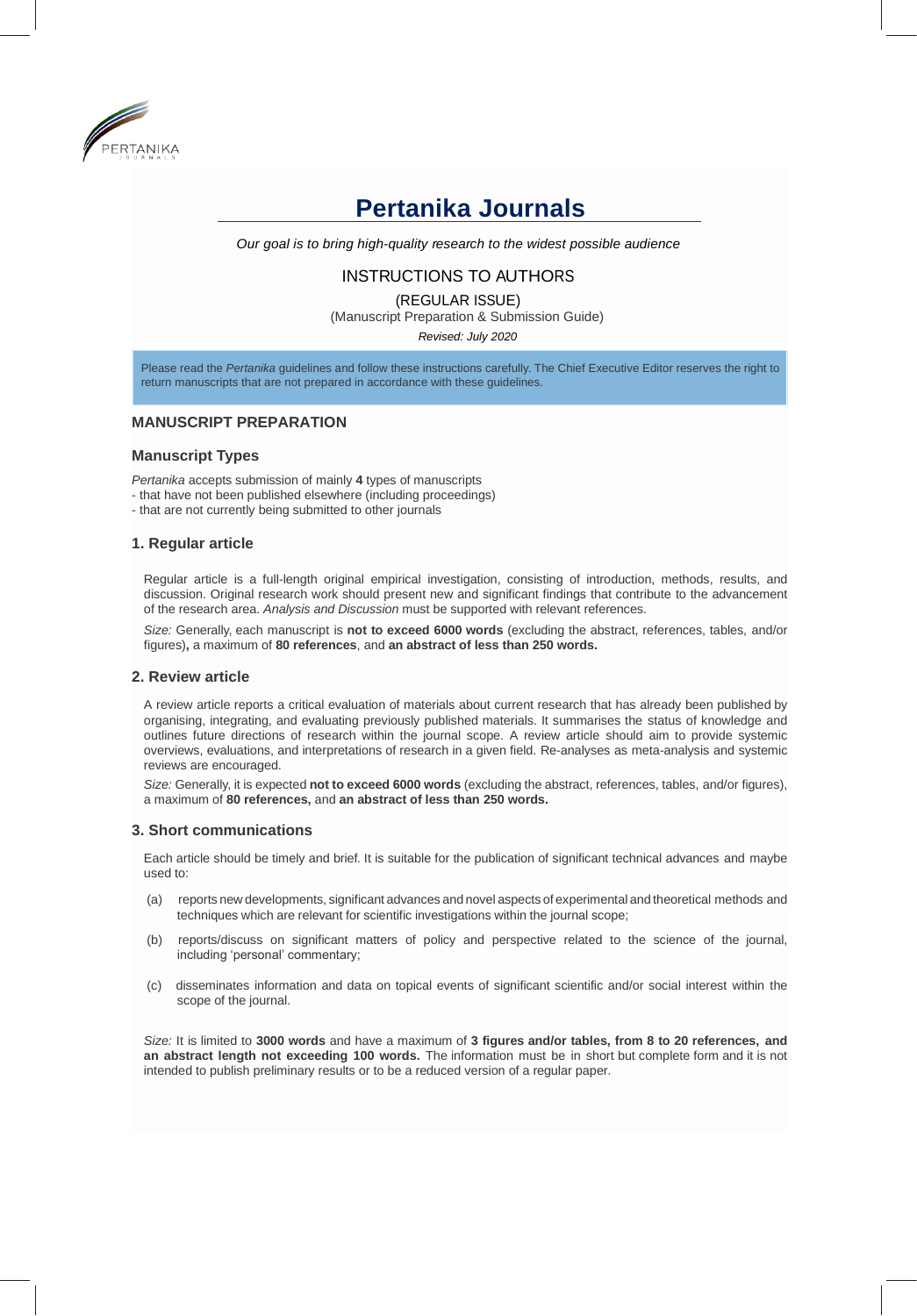# Pertanika Journals

*Our goal is to bring high-quality research to the widest possible audience*

## INSTRUCTIONS TO AUTHORS

(REGULAR ISSUE)

(Manuscript Preparation & Submission Guide)

*Revised: July 2020*

Please read the *Pertanika* guidelines and follow these instructions carefully. The Chief Executive Editor reserves the right to return manuscripts that are not prepared in accordance with these guidelines.

## MANUSCRIPT PREPARATION

### Manuscript Types

*Pertanika* accepts submission of mainly **4** types of manuscripts
- that have not been published elsewhere (including proceedings)
- that are not currently being submitted to other journals

### 1. Regular article

Regular article is a full-length original empirical investigation, consisting of introduction, methods, results, and discussion. Original research work should present new and significant findings that contribute to the advancement of the research area. *Analysis and Discussion* must be supported with relevant references.

*Size:* Generally, each manuscript is **not to exceed 6000 words** (excluding the abstract, references, tables, and/or figures)**,** a maximum of **80 references**, and **an abstract of less than 250 words.**

### 2. Review article

A review article reports a critical evaluation of materials about current research that has already been published by organising, integrating, and evaluating previously published materials. It summarises the status of knowledge and outlines future directions of research within the journal scope. A review article should aim to provide systemic overviews, evaluations, and interpretations of research in a given field. Re-analyses as meta-analysis and systemic reviews are encouraged.

*Size:* Generally, it is expected **not to exceed 6000 words** (excluding the abstract, references, tables, and/or figures), a maximum of **80 references,** and **an abstract of less than 250 words.**

### 3. Short communications

Each article should be timely and brief. It is suitable for the publication of significant technical advances and maybe used to:

(a) reports new developments, significant advances and novel aspects of experimental and theoretical methods and techniques which are relevant for scientific investigations within the journal scope;

(b) reports/discuss on significant matters of policy and perspective related to the science of the journal, including 'personal' commentary;

(c) disseminates information and data on topical events of significant scientific and/or social interest within the scope of the journal.

*Size:* It is limited to **3000 words** and have a maximum of **3 figures and/or tables, from 8 to 20 references, and an abstract length not exceeding 100 words.** The information must be in short but complete form and it is not intended to publish preliminary results or to be a reduced version of a regular paper.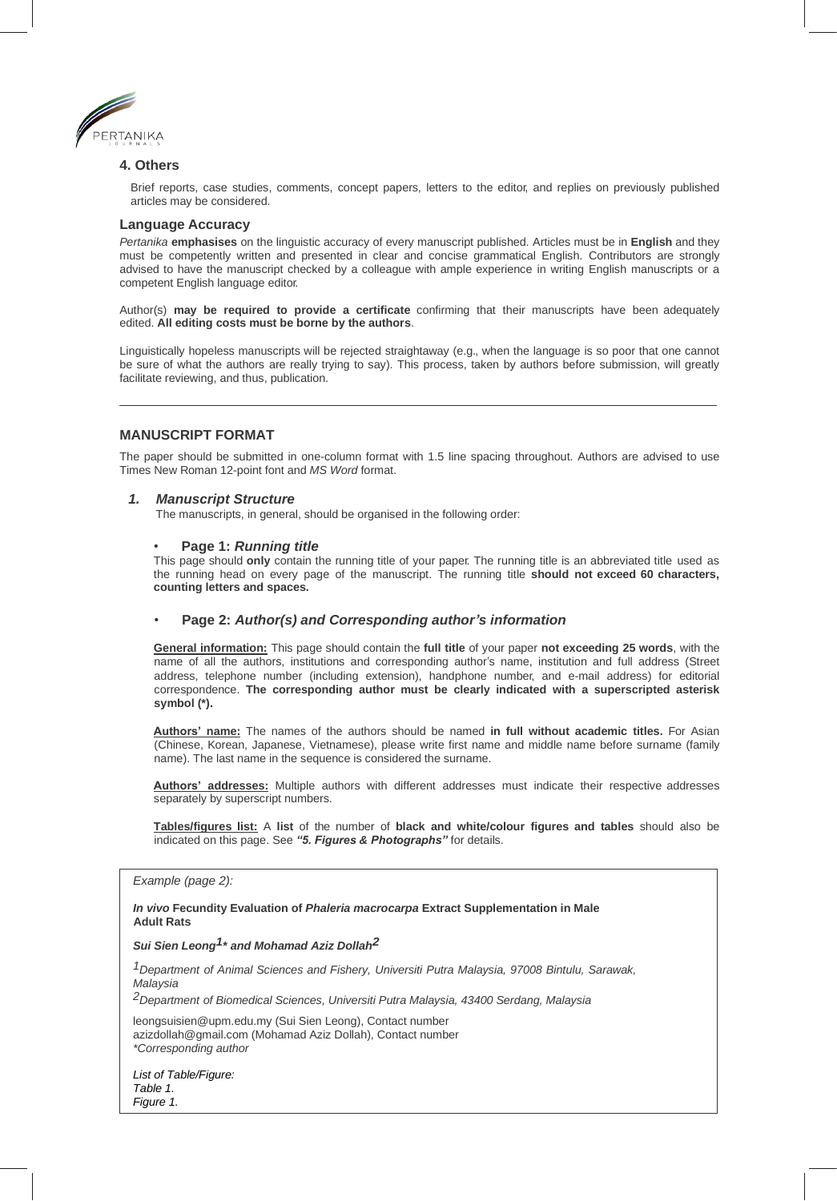### 4. Others

Brief reports, case studies, comments, concept papers, letters to the editor, and replies on previously published articles may be considered.

### Language Accuracy

*Pertanika* **emphasises** on the linguistic accuracy of every manuscript published. Articles must be in **English** and they must be competently written and presented in clear and concise grammatical English. Contributors are strongly advised to have the manuscript checked by a colleague with ample experience in writing English manuscripts or a competent English language editor.

Author(s) **may be required to provide a certificate** confirming that their manuscripts have been adequately edited. **All editing costs must be borne by the authors**.

Linguistically hopeless manuscripts will be rejected straightaway (e.g., when the language is so poor that one cannot be sure of what the authors are really trying to say). This process, taken by authors before submission, will greatly facilitate reviewing, and thus, publication.

---

## MANUSCRIPT FORMAT

The paper should be submitted in one-column format with 1.5 line spacing throughout. Authors are advised to use Times New Roman 12-point font and *MS Word* format.

### *1. Manuscript Structure*

The manuscripts, in general, should be organised in the following order:

- **Page 1: *Running title***

This page should **only** contain the running title of your paper. The running title is an abbreviated title used as the running head on every page of the manuscript. The running title **should not exceed 60 characters, counting letters and spaces.**

- **Page 2: *Author(s) and Corresponding author's information***

**General information:** This page should contain the **full title** of your paper **not exceeding 25 words**, with the name of all the authors, institutions and corresponding author's name, institution and full address (Street address, telephone number (including extension), handphone number, and e-mail address) for editorial correspondence. **The corresponding author must be clearly indicated with a superscripted asterisk symbol (*).**

**Authors' name:** The names of the authors should be named **in full without academic titles.** For Asian (Chinese, Korean, Japanese, Vietnamese), please write first name and middle name before surname (family name). The last name in the sequence is considered the surname.

**Authors' addresses:** Multiple authors with different addresses must indicate their respective addresses separately by superscript numbers.

**Tables/figures list:** A **list** of the number of **black and white/colour figures and tables** should also be indicated on this page. See ***"5. Figures & Photographs"*** for details.

> *Example (page 2):*
>
> ***In vivo* Fecundity Evaluation of *Phaleria macrocarpa* Extract Supplementation in Male Adult Rats**
>
> ***Sui Sien Leong[1]* and Mohamad Aziz Dollah[2]***
>
> *[1]Department of Animal Sciences and Fishery, Universiti Putra Malaysia, 97008 Bintulu, Sarawak, Malaysia*
> *[2]Department of Biomedical Sciences, Universiti Putra Malaysia, 43400 Serdang, Malaysia*
>
> leongsuisien@upm.edu.my (Sui Sien Leong), Contact number
> azizdollah@gmail.com (Mohamad Aziz Dollah), Contact number
> *\*Corresponding author*
>
> *List of Table/Figure:*
> *Table 1.*
> *Figure 1.*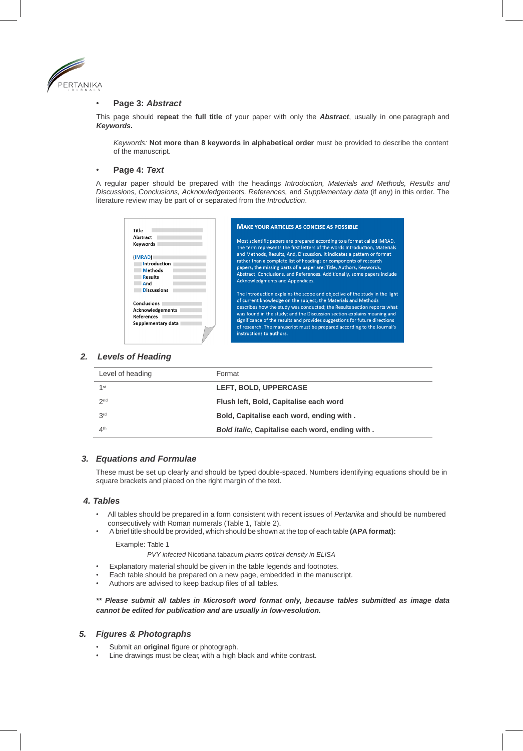- **Page 3: *Abstract***

This page should **repeat** the **full title** of your paper with only the ***Abstract***, usually in one paragraph and ***Keywords*.**

*Keywords:* **Not more than 8 keywords in alphabetical order** must be provided to describe the content of the manuscript.

- **Page 4: *Text***

A regular paper should be prepared with the headings *Introduction, Materials and Methods, Results and Discussions, Conclusions, Acknowledgements, References,* and *Supplementary data* (if any) in this order. The literature review may be part of or separated from the *Introduction*.

Title
Abstract
Keywords

(IMRAD)
Introduction
Methods
Results
And
Discussions

Conclusions
Acknowledgements
References
Supplementary data

**MAKE YOUR ARTICLES AS CONCISE AS POSSIBLE**

Most scientific papers are prepared according to a format called IMRAD. The term represents the first letters of the words Introduction, Materials and Methods, Results, And, Discussion. It indicates a pattern or format rather than a complete list of headings or components of research papers; the missing parts of a paper are: Title, Authors, Keywords, Abstract, Conclusions, and References. Additionally, some papers include Acknowledgments and Appendices.

The Introduction explains the scope and objective of the study in the light of current knowledge on the subject; the Materials and Methods describes how the study was conducted; the Results section reports what was found in the study; and the Discussion section explains meaning and significance of the results and provides suggestions for future directions of research. The manuscript must be prepared according to the Journal's instructions to authors.

## 2. *Levels of Heading*

| Level of heading | Format |
|---|---|
| 1st | **LEFT, BOLD, UPPERCASE** |
| 2nd | **Flush left, Bold, Capitalise each word** |
| 3rd | **Bold, Capitalise each word, ending with .** |
| 4th | ***Bold italic*, Capitalise each word, ending with .** |

## 3. *Equations and Formulae*

These must be set up clearly and should be typed double-spaced. Numbers identifying equations should be in square brackets and placed on the right margin of the text.

## 4. *Tables*

- All tables should be prepared in a form consistent with recent issues of *Pertanika* and should be numbered consecutively with Roman numerals (Table 1, Table 2).
- A brief title should be provided, which should be shown at the top of each table **(APA format):**

Example: Table 1

*PVY infected* Nicotiana tabacum *plants optical density in ELISA*

- Explanatory material should be given in the table legends and footnotes.
- Each table should be prepared on a new page, embedded in the manuscript.
- Authors are advised to keep backup files of all tables.

***\*\* Please submit all tables in Microsoft word format only, because tables submitted as image data cannot be edited for publication and are usually in low-resolution.***

## 5. *Figures & Photographs*

- Submit an **original** figure or photograph.
- Line drawings must be clear, with a high black and white contrast.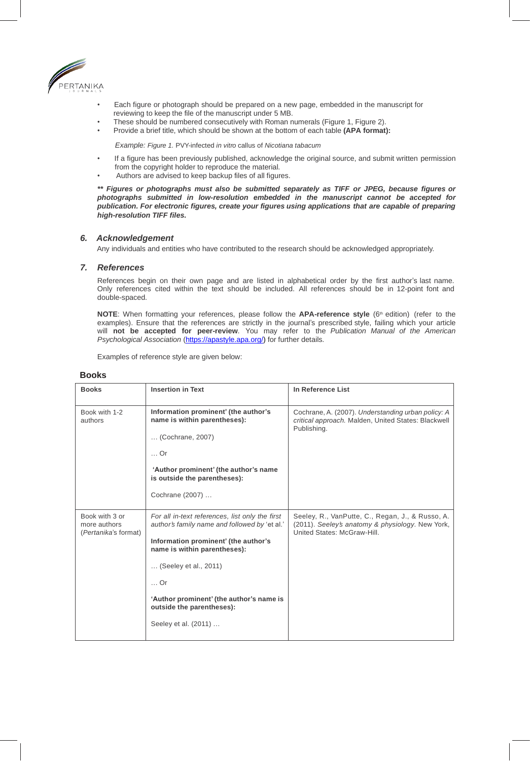- Each figure or photograph should be prepared on a new page, embedded in the manuscript for reviewing to keep the file of the manuscript under 5 MB.
- These should be numbered consecutively with Roman numerals (Figure 1, Figure 2).
- Provide a brief title, which should be shown at the bottom of each table **(APA format):**

  *Example: Figure 1.* PVY-infected *in vitro* callus of *Nicotiana tabacum*

- If a figure has been previously published, acknowledge the original source, and submit written permission from the copyright holder to reproduce the material.
- Authors are advised to keep backup files of all figures.

***\*\* Figures or photographs must also be submitted separately as TIFF or JPEG, because figures or photographs submitted in low-resolution embedded in the manuscript cannot be accepted for publication. For electronic figures, create your figures using applications that are capable of preparing high-resolution TIFF files.***

### *6. Acknowledgement*

Any individuals and entities who have contributed to the research should be acknowledged appropriately.

### *7. References*

References begin on their own page and are listed in alphabetical order by the first author's last name. Only references cited within the text should be included. All references should be in 12-point font and double-spaced.

**NOTE**: When formatting your references, please follow the **APA-reference style** (6th edition) (refer to the examples). Ensure that the references are strictly in the journal's prescribed style, failing which your article will **not be accepted for peer-review**. You may refer to the *Publication Manual of the American Psychological Association* (https://apastyle.apa.org/) for further details.

Examples of reference style are given below:

## Books

| **Books** | **Insertion in Text** | **In Reference List** |
|---|---|---|
| Book with 1-2 authors | **Information prominent' (the author's name is within parentheses):**<br><br>… (Cochrane, 2007)<br><br>… Or<br><br>**'Author prominent' (the author's name is outside the parentheses):**<br><br>Cochrane (2007) … | Cochrane, A. (2007). *Understanding urban policy: A critical approach.* Malden, United States: Blackwell Publishing. |
| Book with 3 or more authors (*Pertanika*'s format) | *For all in-text references, list only the first author's family name and followed by* 'et al.'<br><br>**Information prominent' (the author's name is within parentheses):**<br><br>… (Seeley et al., 2011)<br><br>… Or<br><br>**'Author prominent' (the author's name is outside the parentheses):**<br><br>Seeley et al. (2011) … | Seeley, R., VanPutte, C., Regan, J., & Russo, A. (2011). *Seeley's anatomy & physiology.* New York, United States: McGraw-Hill. |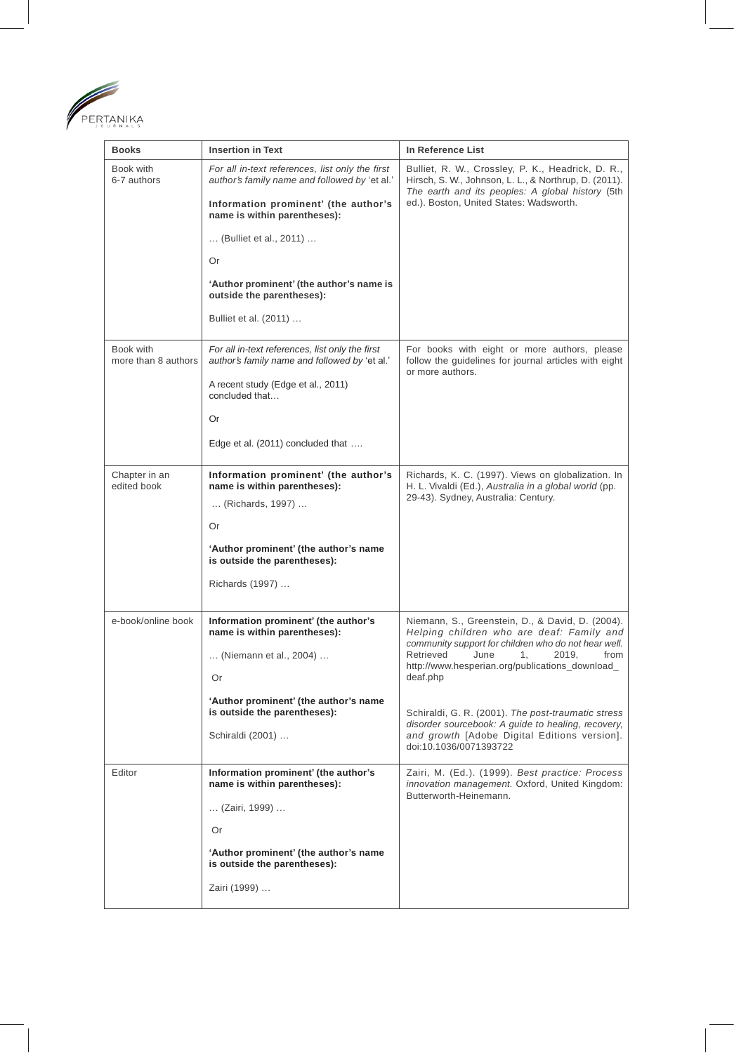| Books | Insertion in Text | In Reference List |
|---|---|---|
| Book with 6-7 authors | *For all in-text references, list only the first author's family name and followed by* 'et al.'<br><br>**Information prominent' (the author's name is within parentheses):**<br><br>… (Bulliet et al., 2011) …<br><br>Or<br><br>**'Author prominent' (the author's name is outside the parentheses):**<br><br>Bulliet et al. (2011) … | Bulliet, R. W., Crossley, P. K., Headrick, D. R., Hirsch, S. W., Johnson, L. L., & Northrup, D. (2011). *The earth and its peoples: A global history* (5th ed.). Boston, United States: Wadsworth. |
| Book with more than 8 authors | *For all in-text references, list only the first author's family name and followed by* 'et al.'<br><br>A recent study (Edge et al., 2011) concluded that…<br><br>Or<br><br>Edge et al. (2011) concluded that …. | For books with eight or more authors, please follow the guidelines for journal articles with eight or more authors. |
| Chapter in an edited book | **Information prominent' (the author's name is within parentheses):**<br><br>… (Richards, 1997) …<br><br>Or<br><br>**'Author prominent' (the author's name is outside the parentheses):**<br><br>Richards (1997) … | Richards, K. C. (1997). Views on globalization. In H. L. Vivaldi (Ed.), *Australia in a global world* (pp. 29-43). Sydney, Australia: Century. |
| e-book/online book | **Information prominent' (the author's name is within parentheses):**<br><br>… (Niemann et al., 2004) …<br><br>Or<br><br>**'Author prominent' (the author's name is outside the parentheses):**<br><br>Schiraldi (2001) … | Niemann, S., Greenstein, D., & David, D. (2004). *Helping children who are deaf: Family and community support for children who do not hear well.* Retrieved June 1, 2019, from http://www.hesperian.org/publications_download_deaf.php<br><br>Schiraldi, G. R. (2001). *The post-traumatic stress disorder sourcebook: A guide to healing, recovery, and growth* [Adobe Digital Editions version]. doi:10.1036/0071393722 |
| Editor | **Information prominent' (the author's name is within parentheses):**<br><br>… (Zairi, 1999) …<br><br>Or<br><br>**'Author prominent' (the author's name is outside the parentheses):**<br><br>Zairi (1999) … | Zairi, M. (Ed.). (1999). *Best practice: Process innovation management.* Oxford, United Kingdom: Butterworth-Heinemann. |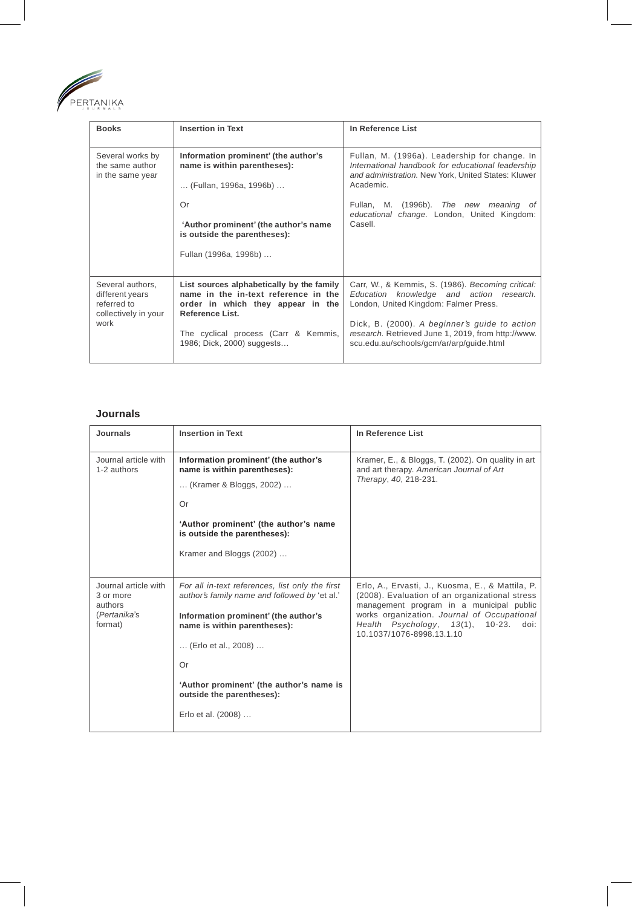| Books | Insertion in Text | In Reference List |
|---|---|---|
| Several works by the same author in the same year | **Information prominent' (the author's name is within parentheses):**<br><br>… (Fullan, 1996a, 1996b) …<br><br>Or<br><br>**'Author prominent' (the author's name is outside the parentheses):**<br><br>Fullan (1996a, 1996b) … | Fullan, M. (1996a). Leadership for change. In *International handbook for educational leadership and administration*. New York, United States: Kluwer Academic.<br><br>Fullan, M. (1996b). *The new meaning of educational change*. London, United Kingdom: Casell. |
| Several authors, different years referred to collectively in your work | **List sources alphabetically by the family name in the in-text reference in the order in which they appear in the Reference List.**<br><br>The cyclical process (Carr & Kemmis, 1986; Dick, 2000) suggests… | Carr, W., & Kemmis, S. (1986). *Becoming critical: Education knowledge and action research*. London, United Kingdom: Falmer Press.<br><br>Dick, B. (2000). *A beginner's guide to action research*. Retrieved June 1, 2019, from http://www.scu.edu.au/schools/gcm/ar/arp/guide.html |

## Journals

| Journals | Insertion in Text | In Reference List |
|---|---|---|
| Journal article with 1-2 authors | **Information prominent' (the author's name is within parentheses):**<br><br>… (Kramer & Bloggs, 2002) …<br><br>Or<br><br>**'Author prominent' (the author's name is outside the parentheses):**<br><br>Kramer and Bloggs (2002) … | Kramer, E., & Bloggs, T. (2002). On quality in art and art therapy. *American Journal of Art Therapy*, *40*, 218-231. |
| Journal article with 3 or more authors (*Pertanika*'s format) | *For all in-text references, list only the first author's family name and followed by 'et al.'*<br><br>**Information prominent' (the author's name is within parentheses):**<br><br>… (Erlo et al., 2008) …<br><br>Or<br><br>**'Author prominent' (the author's name is outside the parentheses):**<br><br>Erlo et al. (2008) … | Erlo, A., Ervasti, J., Kuosma, E., & Mattila, P. (2008). Evaluation of an organizational stress management program in a municipal public works organization. *Journal of Occupational Health Psychology*, *13*(1), 10-23. doi: 10.1037/1076-8998.13.1.10 |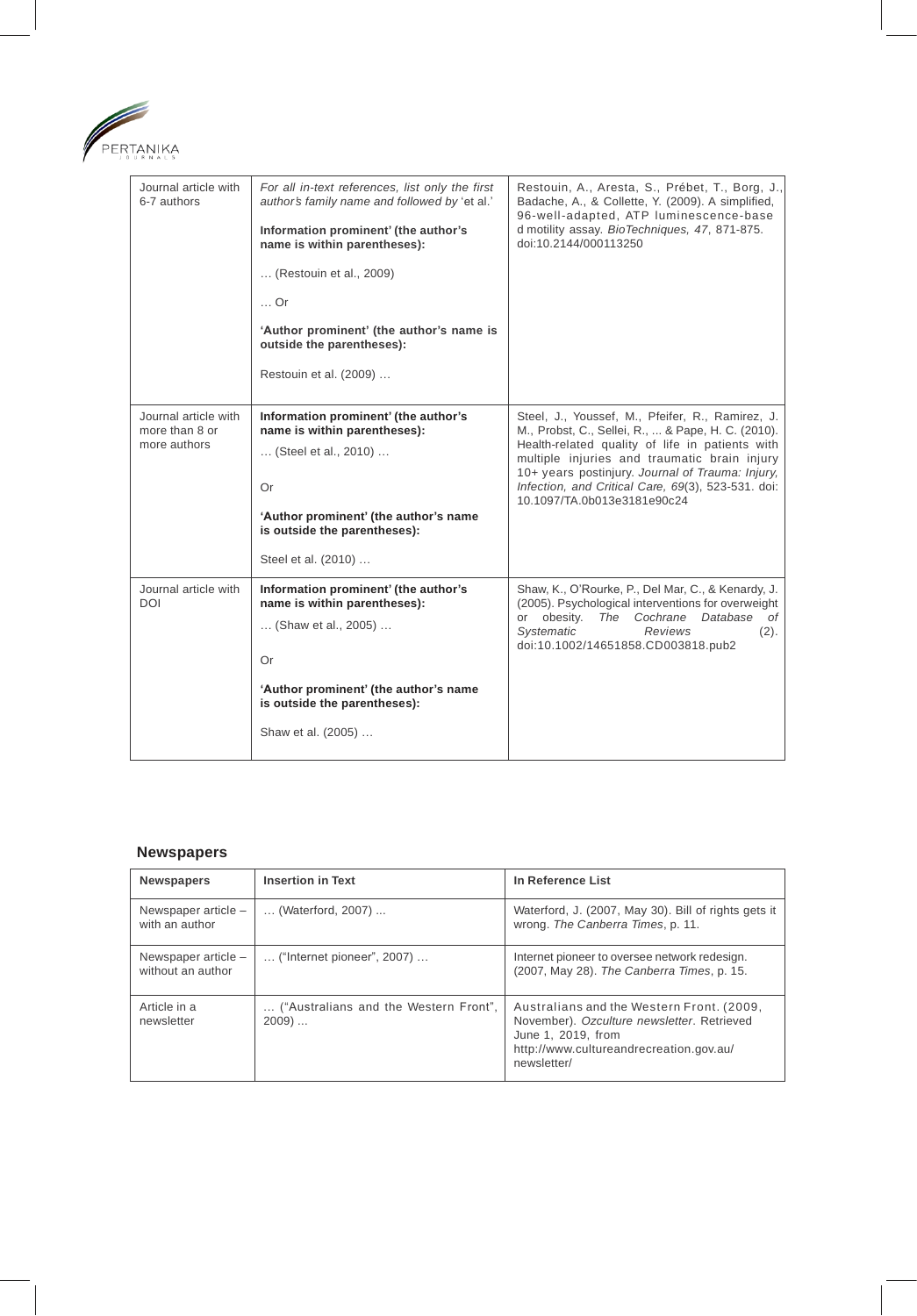| | | |
|---|---|---|
| Journal article with 6-7 authors | *For all in-text references, list only the first author's family name and followed by* 'et al.'<br><br>**Information prominent' (the author's name is within parentheses):**<br><br>… (Restouin et al., 2009)<br><br>… Or<br><br>**'Author prominent' (the author's name is outside the parentheses):**<br><br>Restouin et al. (2009) … | Restouin, A., Aresta, S., Prébet, T., Borg, J., Badache, A., & Collette, Y. (2009). A simplified, 96-well-adapted, ATP luminescence-base d motility assay. *BioTechniques, 47*, 871-875. doi:10.2144/000113250 |
| Journal article with more than 8 or more authors | **Information prominent' (the author's name is within parentheses):**<br><br>… (Steel et al., 2010) …<br><br>Or<br><br>**'Author prominent' (the author's name is outside the parentheses):**<br><br>Steel et al. (2010) … | Steel, J., Youssef, M., Pfeifer, R., Ramirez, J. M., Probst, C., Sellei, R., ... & Pape, H. C. (2010). Health-related quality of life in patients with multiple injuries and traumatic brain injury 10+ years postinjury. *Journal of Trauma: Injury, Infection, and Critical Care, 69*(3), 523-531. doi: 10.1097/TA.0b013e3181e90c24 |
| Journal article with DOI | **Information prominent' (the author's name is within parentheses):**<br><br>… (Shaw et al., 2005) …<br><br>Or<br><br>**'Author prominent' (the author's name is outside the parentheses):**<br><br>Shaw et al. (2005) … | Shaw, K., O'Rourke, P., Del Mar, C., & Kenardy, J. (2005). Psychological interventions for overweight or obesity. *The Cochrane Database of Systematic Reviews* (2). doi:10.1002/14651858.CD003818.pub2 |

## Newspapers

| Newspapers | Insertion in Text | In Reference List |
|---|---|---|
| Newspaper article – with an author | … (Waterford, 2007) ... | Waterford, J. (2007, May 30). Bill of rights gets it wrong. *The Canberra Times*, p. 11. |
| Newspaper article – without an author | … ("Internet pioneer", 2007) … | Internet pioneer to oversee network redesign. (2007, May 28). *The Canberra Times*, p. 15. |
| Article in a newsletter | … ("Australians and the Western Front", 2009) ... | Australians and the Western Front. (2009, November). *Ozculture newsletter*. Retrieved June 1, 2019, from http://www.cultureandrecreation.gov.au/newsletter/ |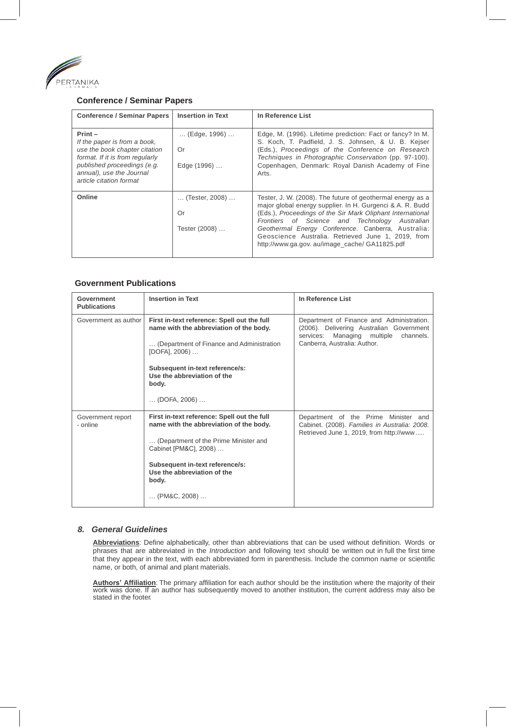### Conference / Seminar Papers

| Conference / Seminar Papers | Insertion in Text | In Reference List |
|---|---|---|
| **Print –**<br>*If the paper is from a book, use the book chapter citation format. If it is from regularly published proceedings (e.g. annual), use the Journal article citation format* | … (Edge, 1996) …<br><br>Or<br><br>Edge (1996) … | Edge, M. (1996). Lifetime prediction: Fact or fancy? In M. S. Koch, T. Padfield, J. S. Johnsen, & U. B. Kejser (Eds.), *Proceedings of the Conference on Research Techniques in Photographic Conservation* (pp. 97-100). Copenhagen, Denmark: Royal Danish Academy of Fine Arts. |
| **Online** | … (Tester, 2008) …<br><br>Or<br><br>Tester (2008) … | Tester, J. W. (2008). The future of geothermal energy as a major global energy supplier. In H. Gurgenci & A. R. Budd (Eds.), *Proceedings of the Sir Mark Oliphant International Frontiers of Science and Technology Australian Geothermal Energy Conference*. Canberra, Australia: Geoscience Australia. Retrieved June 1, 2019, from http://www.ga.gov. au/image_cache/ GA11825.pdf |

### Government Publications

| Government Publications | Insertion in Text | In Reference List |
|---|---|---|
| Government as author | **First in-text reference: Spell out the full name with the abbreviation of the body.**<br><br>… (Department of Finance and Administration [DOFA], 2006) …<br><br>**Subsequent in-text reference/s: Use the abbreviation of the body.**<br><br>… (DOFA, 2006) … | Department of Finance and Administration. (2006). Delivering Australian Government services: Managing multiple channels. Canberra, Australia: Author. |
| Government report - online | **First in-text reference: Spell out the full name with the abbreviation of the body.**<br><br>… (Department of the Prime Minister and Cabinet [PM&C], 2008) …<br><br>**Subsequent in-text reference/s: Use the abbreviation of the body.**<br><br>… (PM&C, 2008) … | Department of the Prime Minister and Cabinet. (2008). *Families in Australia: 2008.* Retrieved June 1, 2019, from http://www..... |

## *8. General Guidelines*

**Abbreviations**: Define alphabetically, other than abbreviations that can be used without definition. Words or phrases that are abbreviated in the *Introduction* and following text should be written out in full the first time that they appear in the text, with each abbreviated form in parenthesis. Include the common name or scientific name, or both, of animal and plant materials.

**Authors' Affiliation**: The primary affiliation for each author should be the institution where the majority of their work was done. If an author has subsequently moved to another institution, the current address may also be stated in the footer.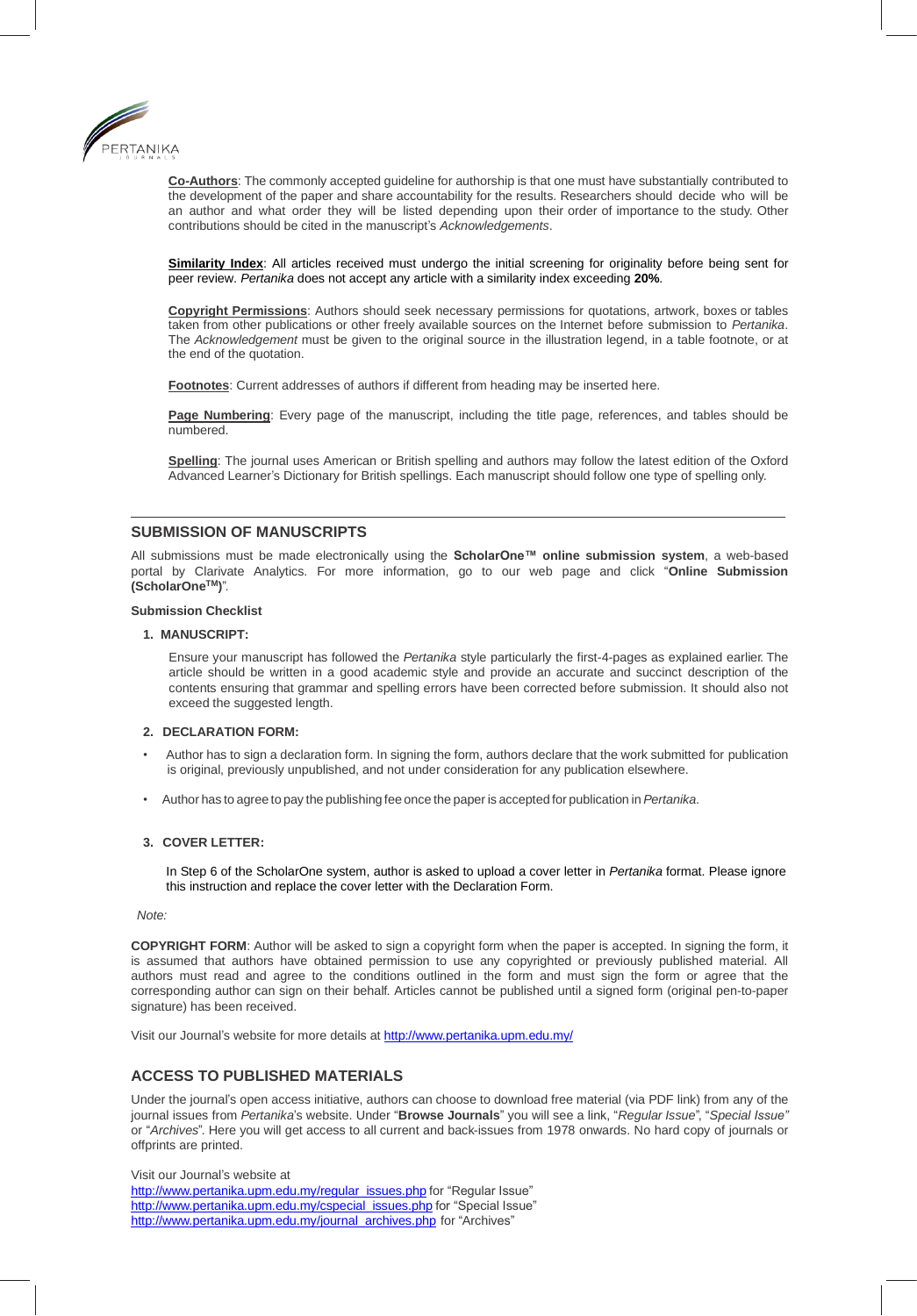**Co-Authors**: The commonly accepted guideline for authorship is that one must have substantially contributed to the development of the paper and share accountability for the results. Researchers should decide who will be an author and what order they will be listed depending upon their order of importance to the study. Other contributions should be cited in the manuscript's *Acknowledgements*.

**Similarity Index**: All articles received must undergo the initial screening for originality before being sent for peer review. *Pertanika* does not accept any article with a similarity index exceeding **20%**.

**Copyright Permissions**: Authors should seek necessary permissions for quotations, artwork, boxes or tables taken from other publications or other freely available sources on the Internet before submission to *Pertanika*. The *Acknowledgement* must be given to the original source in the illustration legend, in a table footnote, or at the end of the quotation.

**Footnotes**: Current addresses of authors if different from heading may be inserted here.

**Page Numbering**: Every page of the manuscript, including the title page, references, and tables should be numbered.

**Spelling**: The journal uses American or British spelling and authors may follow the latest edition of the Oxford Advanced Learner's Dictionary for British spellings. Each manuscript should follow one type of spelling only.

## SUBMISSION OF MANUSCRIPTS

All submissions must be made electronically using the **ScholarOne™ online submission system**, a web-based portal by Clarivate Analytics. For more information, go to our web page and click "**Online Submission (ScholarOne™)**".

**Submission Checklist**

1. **MANUSCRIPT:**

   Ensure your manuscript has followed the *Pertanika* style particularly the first-4-pages as explained earlier. The article should be written in a good academic style and provide an accurate and succinct description of the contents ensuring that grammar and spelling errors have been corrected before submission. It should also not exceed the suggested length.

2. **DECLARATION FORM:**

- Author has to sign a declaration form. In signing the form, authors declare that the work submitted for publication is original, previously unpublished, and not under consideration for any publication elsewhere.
- Author has to agree to pay the publishing fee once the paper is accepted for publication in *Pertanika*.

3. **COVER LETTER:**

   In Step 6 of the ScholarOne system, author is asked to upload a cover letter in *Pertanika* format. Please ignore this instruction and replace the cover letter with the Declaration Form.

*Note:*

**COPYRIGHT FORM**: Author will be asked to sign a copyright form when the paper is accepted. In signing the form, it is assumed that authors have obtained permission to use any copyrighted or previously published material. All authors must read and agree to the conditions outlined in the form and must sign the form or agree that the corresponding author can sign on their behalf. Articles cannot be published until a signed form (original pen-to-paper signature) has been received.

Visit our Journal's website for more details at http://www.pertanika.upm.edu.my/

## ACCESS TO PUBLISHED MATERIALS

Under the journal's open access initiative, authors can choose to download free material (via PDF link) from any of the journal issues from *Pertanika*'s website. Under "**Browse Journals**" you will see a link, "*Regular Issue*", "*Special Issue*" or "*Archives*". Here you will get access to all current and back-issues from 1978 onwards. No hard copy of journals or offprints are printed.

Visit our Journal's website at
http://www.pertanika.upm.edu.my/regular_issues.php for "Regular Issue"
http://www.pertanika.upm.edu.my/cspecial_issues.php for "Special Issue"
http://www.pertanika.upm.edu.my/journal_archives.php for "Archives"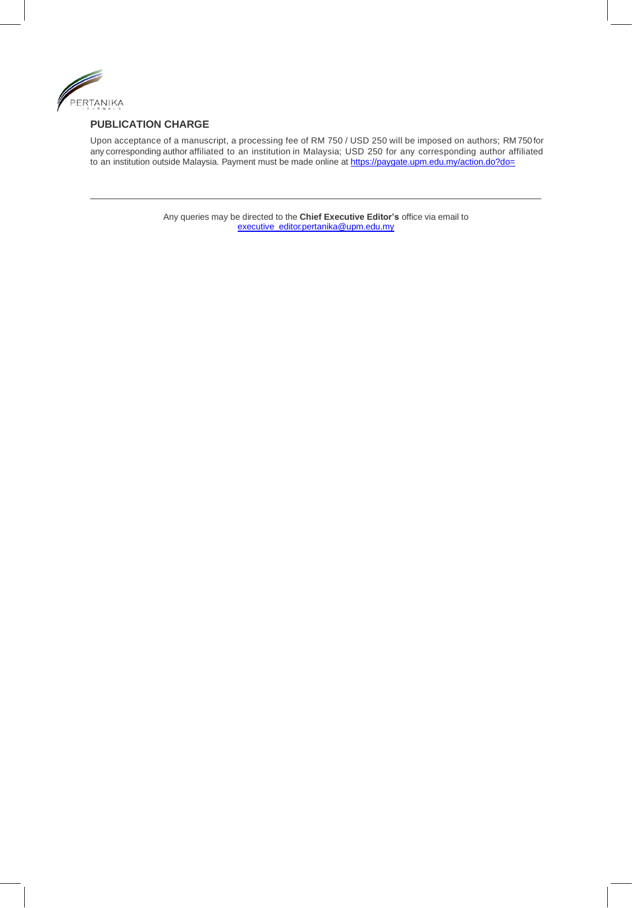## PUBLICATION CHARGE

Upon acceptance of a manuscript, a processing fee of RM 750 / USD 250 will be imposed on authors; RM 750 for any corresponding author affiliated to an institution in Malaysia; USD 250 for any corresponding author affiliated to an institution outside Malaysia. Payment must be made online at https://paygate.upm.edu.my/action.do?do=

---

Any queries may be directed to the **Chief Executive Editor's** office via email to executive_editor.pertanika@upm.edu.my